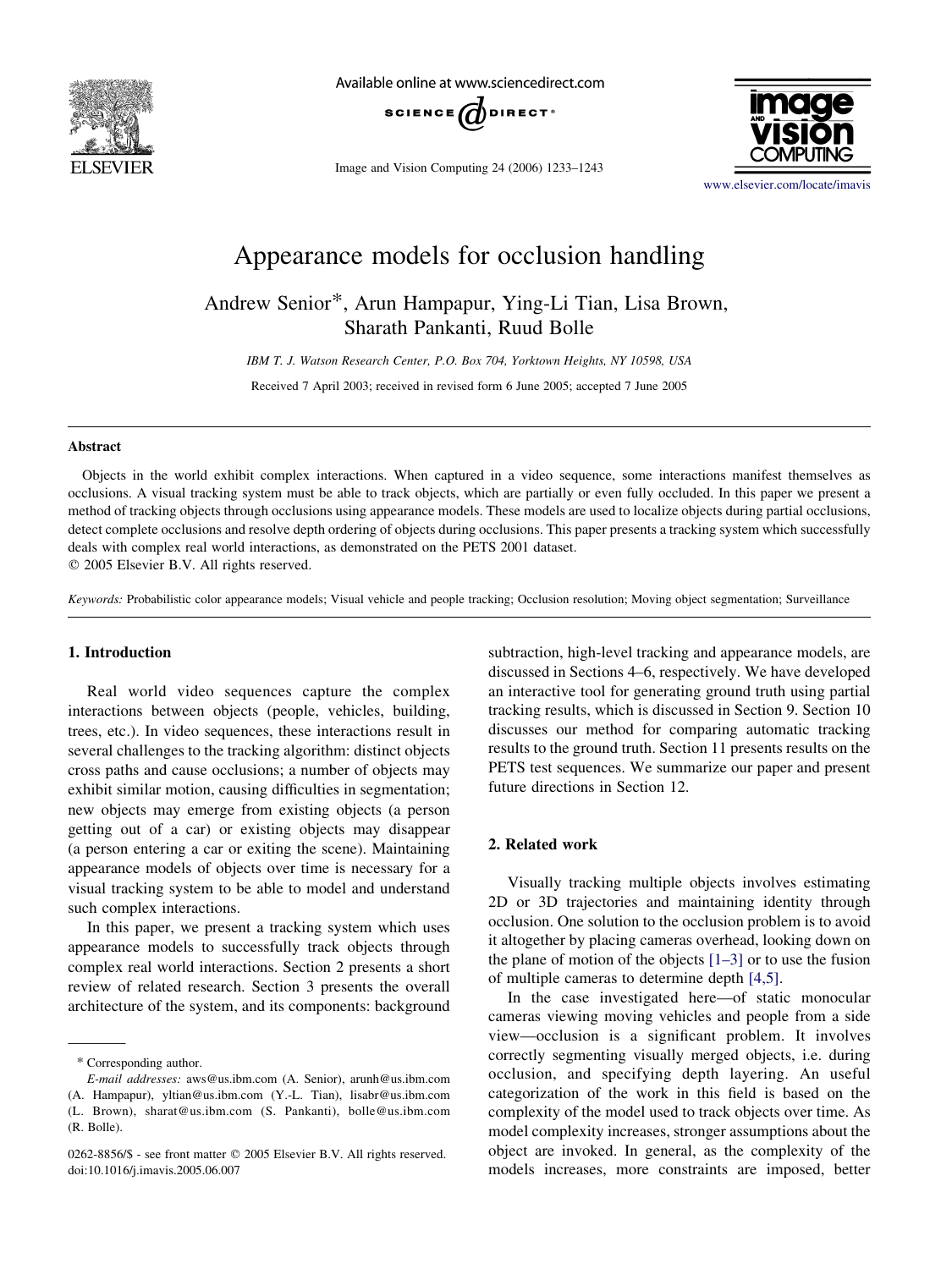# Appearance models for occlusion handling

Andrew Senior*, Arun Hampapur, Ying-Li Tian, Lisa Brown, Sharath Pankanti, Ruud Bolle

*IBM T. J. Watson Research Center, P.O. Box 704, Yorktown Heights, NY 10598, USA*

Received 7 April 2003; received in revised form 6 June 2005; accepted 7 June 2005

## Abstract

Objects in the world exhibit complex interactions. When captured in a video sequence, some interactions manifest themselves as occlusions. A visual tracking system must be able to track objects, which are partially or even fully occluded. In this paper we present a method of tracking objects through occlusions using appearance models. These models are used to localize objects during partial occlusions, detect complete occlusions and resolve depth ordering of objects during occlusions. This paper presents a tracking system which successfully deals with complex real world interactions, as demonstrated on the PETS 2001 dataset.

© 2005 Elsevier B.V. All rights reserved.

*Keywords:* Probabilistic color appearance models; Visual vehicle and people tracking; Occlusion resolution; Moving object segmentation; Surveillance

## 1. Introduction

Real world video sequences capture the complex interactions between objects (people, vehicles, building, trees, etc.). In video sequences, these interactions result in several challenges to the tracking algorithm: distinct objects cross paths and cause occlusions; a number of objects may exhibit similar motion, causing difficulties in segmentation; new objects may emerge from existing objects (a person getting out of a car) or existing objects may disappear (a person entering a car or exiting the scene). Maintaining appearance models of objects over time is necessary for a visual tracking system to be able to model and understand such complex interactions.

In this paper, we present a tracking system which uses appearance models to successfully track objects through complex real world interactions. Section 2 presents a short review of related research. Section 3 presents the overall architecture of the system, and its components: background subtraction, high-level tracking and appearance models, are discussed in Sections 4–6, respectively. We have developed an interactive tool for generating ground truth using partial tracking results, which is discussed in Section 9. Section 10 discusses our method for comparing automatic tracking results to the ground truth. Section 11 presents results on the PETS test sequences. We summarize our paper and present future directions in Section 12.

## 2. Related work

Visually tracking multiple objects involves estimating 2D or 3D trajectories and maintaining identity through occlusion. One solution to the occlusion problem is to avoid it altogether by placing cameras overhead, looking down on the plane of motion of the objects [1–3] or to use the fusion of multiple cameras to determine depth [4,5].

In the case investigated here—of static monocular cameras viewing moving vehicles and people from a side view—occlusion is a significant problem. It involves correctly segmenting visually merged objects, i.e. during occlusion, and specifying depth layering. An useful categorization of the work in this field is based on the complexity of the model used to track objects over time. As model complexity increases, stronger assumptions about the object are invoked. In general, as the complexity of the models increases, more constraints are imposed, better

---

* Corresponding author.

*E-mail addresses:* aws@us.ibm.com (A. Senior), arunh@us.ibm.com (A. Hampapur), yltian@us.ibm.com (Y.-L. Tian), lisabr@us.ibm.com (L. Brown), sharat@us.ibm.com (S. Pankanti), bolle@us.ibm.com (R. Bolle).

0262-8856/$ - see front matter © 2005 Elsevier B.V. All rights reserved.
doi:10.1016/j.imavis.2005.06.007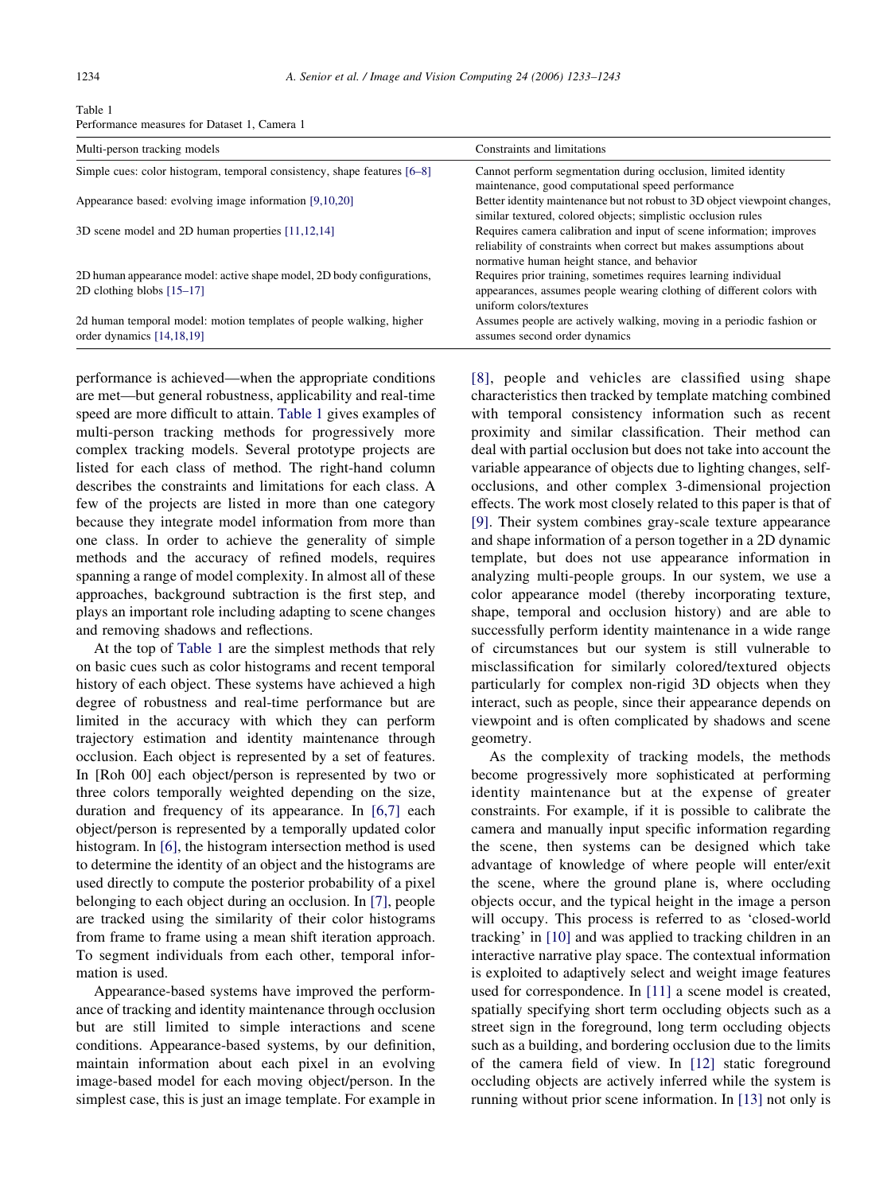Table 1
Performance measures for Dataset 1, Camera 1

| Multi-person tracking models | Constraints and limitations |
|---|---|
| Simple cues: color histogram, temporal consistency, shape features [6–8] | Cannot perform segmentation during occlusion, limited identity maintenance, good computational speed performance |
| Appearance based: evolving image information [9,10,20] | Better identity maintenance but not robust to 3D object viewpoint changes, similar textured, colored objects; simplistic occlusion rules |
| 3D scene model and 2D human properties [11,12,14] | Requires camera calibration and input of scene information; improves reliability of constraints when correct but makes assumptions about normative human height stance, and behavior |
| 2D human appearance model: active shape model, 2D body configurations, 2D clothing blobs [15–17] | Requires prior training, sometimes requires learning individual appearances, assumes people wearing clothing of different colors with uniform colors/textures |
| 2d human temporal model: motion templates of people walking, higher order dynamics [14,18,19] | Assumes people are actively walking, moving in a periodic fashion or assumes second order dynamics |

performance is achieved—when the appropriate conditions are met—but general robustness, applicability and real-time speed are more difficult to attain. Table 1 gives examples of multi-person tracking methods for progressively more complex tracking models. Several prototype projects are listed for each class of method. The right-hand column describes the constraints and limitations for each class. A few of the projects are listed in more than one category because they integrate model information from more than one class. In order to achieve the generality of simple methods and the accuracy of refined models, requires spanning a range of model complexity. In almost all of these approaches, background subtraction is the first step, and plays an important role including adapting to scene changes and removing shadows and reflections.

At the top of Table 1 are the simplest methods that rely on basic cues such as color histograms and recent temporal history of each object. These systems have achieved a high degree of robustness and real-time performance but are limited in the accuracy with which they can perform trajectory estimation and identity maintenance through occlusion. Each object is represented by a set of features. In [Roh 00] each object/person is represented by two or three colors temporally weighted depending on the size, duration and frequency of its appearance. In [6,7] each object/person is represented by a temporally updated color histogram. In [6], the histogram intersection method is used to determine the identity of an object and the histograms are used directly to compute the posterior probability of a pixel belonging to each object during an occlusion. In [7], people are tracked using the similarity of their color histograms from frame to frame using a mean shift iteration approach. To segment individuals from each other, temporal information is used.

Appearance-based systems have improved the performance of tracking and identity maintenance through occlusion but are still limited to simple interactions and scene conditions. Appearance-based systems, by our definition, maintain information about each pixel in an evolving image-based model for each moving object/person. In the simplest case, this is just an image template. For example in [8], people and vehicles are classified using shape characteristics then tracked by template matching combined with temporal consistency information such as recent proximity and similar classification. Their method can deal with partial occlusion but does not take into account the variable appearance of objects due to lighting changes, self-occlusions, and other complex 3-dimensional projection effects. The work most closely related to this paper is that of [9]. Their system combines gray-scale texture appearance and shape information of a person together in a 2D dynamic template, but does not use appearance information in analyzing multi-people groups. In our system, we use a color appearance model (thereby incorporating texture, shape, temporal and occlusion history) and are able to successfully perform identity maintenance in a wide range of circumstances but our system is still vulnerable to misclassification for similarly colored/textured objects particularly for complex non-rigid 3D objects when they interact, such as people, since their appearance depends on viewpoint and is often complicated by shadows and scene geometry.

As the complexity of tracking models, the methods become progressively more sophisticated at performing identity maintenance but at the expense of greater constraints. For example, if it is possible to calibrate the camera and manually input specific information regarding the scene, then systems can be designed which take advantage of knowledge of where people will enter/exit the scene, where the ground plane is, where occluding objects occur, and the typical height in the image a person will occupy. This process is referred to as 'closed-world tracking' in [10] and was applied to tracking children in an interactive narrative play space. The contextual information is exploited to adaptively select and weight image features used for correspondence. In [11] a scene model is created, spatially specifying short term occluding objects such as a street sign in the foreground, long term occluding objects such as a building, and bordering occlusion due to the limits of the camera field of view. In [12] static foreground occluding objects are actively inferred while the system is running without prior scene information. In [13] not only is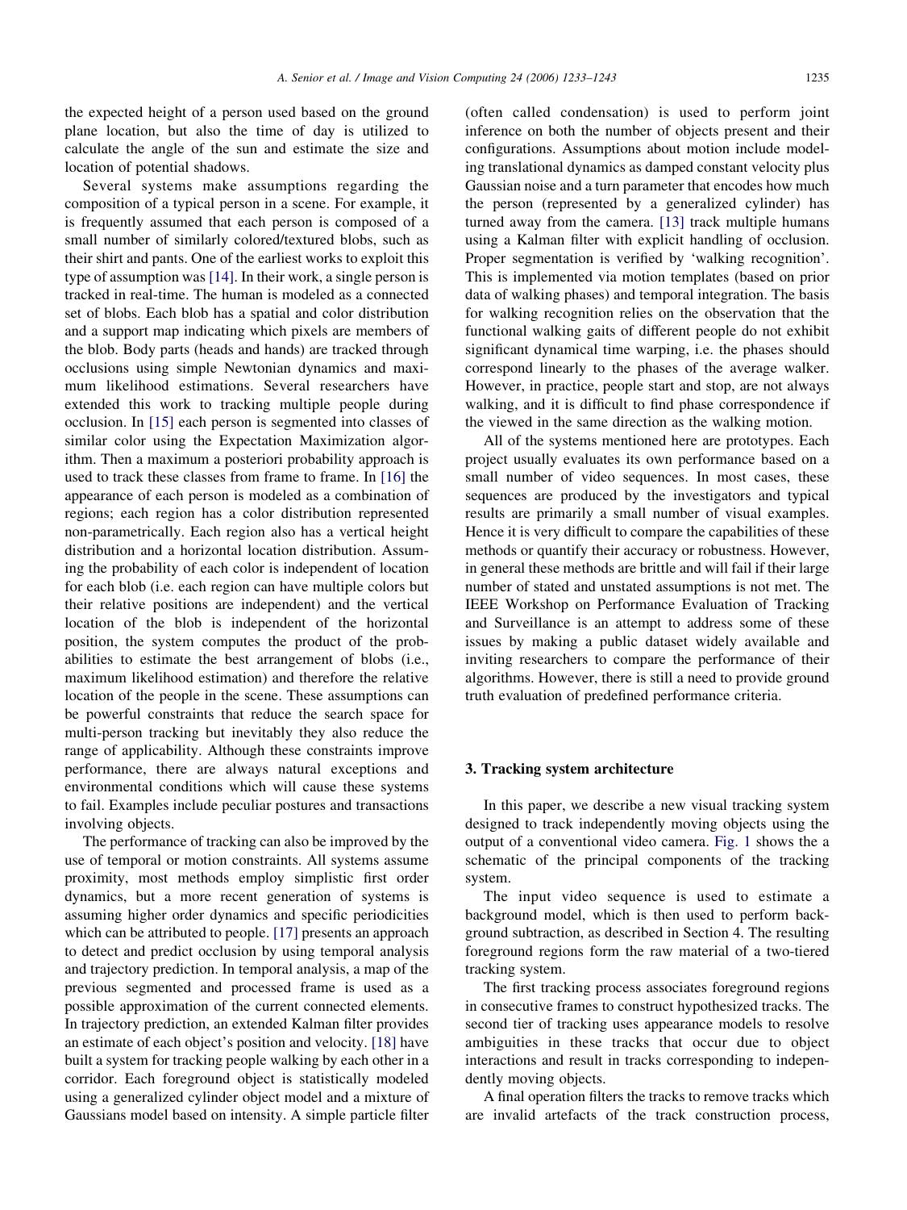the expected height of a person used based on the ground plane location, but also the time of day is utilized to calculate the angle of the sun and estimate the size and location of potential shadows.

Several systems make assumptions regarding the composition of a typical person in a scene. For example, it is frequently assumed that each person is composed of a small number of similarly colored/textured blobs, such as their shirt and pants. One of the earliest works to exploit this type of assumption was [14]. In their work, a single person is tracked in real-time. The human is modeled as a connected set of blobs. Each blob has a spatial and color distribution and a support map indicating which pixels are members of the blob. Body parts (heads and hands) are tracked through occlusions using simple Newtonian dynamics and maximum likelihood estimations. Several researchers have extended this work to tracking multiple people during occlusion. In [15] each person is segmented into classes of similar color using the Expectation Maximization algorithm. Then a maximum a posteriori probability approach is used to track these classes from frame to frame. In [16] the appearance of each person is modeled as a combination of regions; each region has a color distribution represented non-parametrically. Each region also has a vertical height distribution and a horizontal location distribution. Assuming the probability of each color is independent of location for each blob (i.e. each region can have multiple colors but their relative positions are independent) and the vertical location of the blob is independent of the horizontal position, the system computes the product of the probabilities to estimate the best arrangement of blobs (i.e., maximum likelihood estimation) and therefore the relative location of the people in the scene. These assumptions can be powerful constraints that reduce the search space for multi-person tracking but inevitably they also reduce the range of applicability. Although these constraints improve performance, there are always natural exceptions and environmental conditions which will cause these systems to fail. Examples include peculiar postures and transactions involving objects.

The performance of tracking can also be improved by the use of temporal or motion constraints. All systems assume proximity, most methods employ simplistic first order dynamics, but a more recent generation of systems is assuming higher order dynamics and specific periodicities which can be attributed to people. [17] presents an approach to detect and predict occlusion by using temporal analysis and trajectory prediction. In temporal analysis, a map of the previous segmented and processed frame is used as a possible approximation of the current connected elements. In trajectory prediction, an extended Kalman filter provides an estimate of each object's position and velocity. [18] have built a system for tracking people walking by each other in a corridor. Each foreground object is statistically modeled using a generalized cylinder object model and a mixture of Gaussians model based on intensity. A simple particle filter (often called condensation) is used to perform joint inference on both the number of objects present and their configurations. Assumptions about motion include modeling translational dynamics as damped constant velocity plus Gaussian noise and a turn parameter that encodes how much the person (represented by a generalized cylinder) has turned away from the camera. [13] track multiple humans using a Kalman filter with explicit handling of occlusion. Proper segmentation is verified by 'walking recognition'. This is implemented via motion templates (based on prior data of walking phases) and temporal integration. The basis for walking recognition relies on the observation that the functional walking gaits of different people do not exhibit significant dynamical time warping, i.e. the phases should correspond linearly to the phases of the average walker. However, in practice, people start and stop, are not always walking, and it is difficult to find phase correspondence if the viewed in the same direction as the walking motion.

All of the systems mentioned here are prototypes. Each project usually evaluates its own performance based on a small number of video sequences. In most cases, these sequences are produced by the investigators and typical results are primarily a small number of visual examples. Hence it is very difficult to compare the capabilities of these methods or quantify their accuracy or robustness. However, in general these methods are brittle and will fail if their large number of stated and unstated assumptions is not met. The IEEE Workshop on Performance Evaluation of Tracking and Surveillance is an attempt to address some of these issues by making a public dataset widely available and inviting researchers to compare the performance of their algorithms. However, there is still a need to provide ground truth evaluation of predefined performance criteria.

## 3. Tracking system architecture

In this paper, we describe a new visual tracking system designed to track independently moving objects using the output of a conventional video camera. Fig. 1 shows the a schematic of the principal components of the tracking system.

The input video sequence is used to estimate a background model, which is then used to perform background subtraction, as described in Section 4. The resulting foreground regions form the raw material of a two-tiered tracking system.

The first tracking process associates foreground regions in consecutive frames to construct hypothesized tracks. The second tier of tracking uses appearance models to resolve ambiguities in these tracks that occur due to object interactions and result in tracks corresponding to independently moving objects.

A final operation filters the tracks to remove tracks which are invalid artefacts of the track construction process,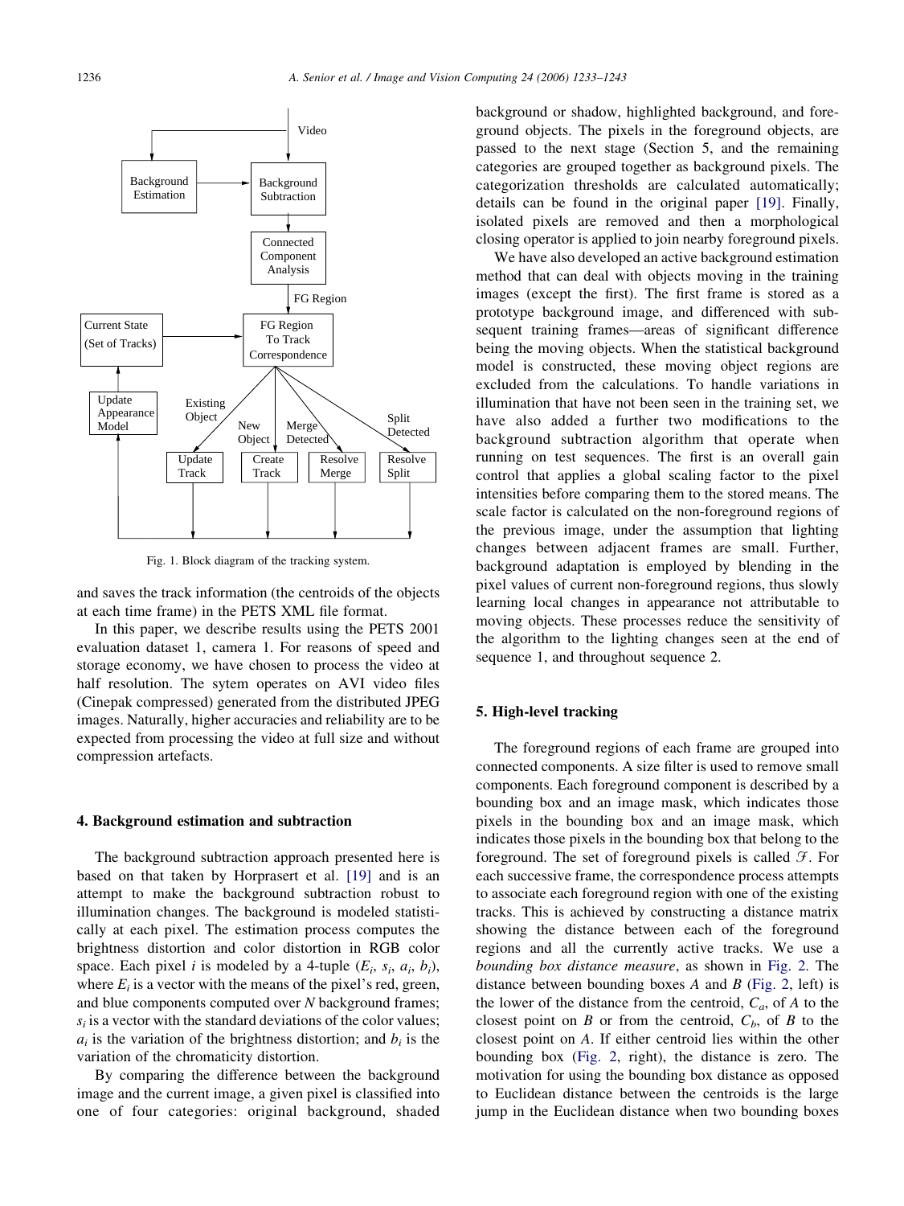Fig. 1. Block diagram of the tracking system.

and saves the track information (the centroids of the objects at each time frame) in the PETS XML file format.

In this paper, we describe results using the PETS 2001 evaluation dataset 1, camera 1. For reasons of speed and storage economy, we have chosen to process the video at half resolution. The sytem operates on AVI video files (Cinepak compressed) generated from the distributed JPEG images. Naturally, higher accuracies and reliability are to be expected from processing the video at full size and without compression artefacts.

## 4. Background estimation and subtraction

The background subtraction approach presented here is based on that taken by Horprasert et al. [19] and is an attempt to make the background subtraction robust to illumination changes. The background is modeled statistically at each pixel. The estimation process computes the brightness distortion and color distortion in RGB color space. Each pixel $i$ is modeled by a 4-tuple ($E_i$, $s_i$, $a_i$, $b_i$), where $E_i$ is a vector with the means of the pixel's red, green, and blue components computed over $N$ background frames; $s_i$ is a vector with the standard deviations of the color values; $a_i$ is the variation of the brightness distortion; and $b_i$ is the variation of the chromaticity distortion.

By comparing the difference between the background image and the current image, a given pixel is classified into one of four categories: original background, shaded background or shadow, highlighted background, and foreground objects. The pixels in the foreground objects, are passed to the next stage (Section 5, and the remaining categories are grouped together as background pixels. The categorization thresholds are calculated automatically; details can be found in the original paper [19]. Finally, isolated pixels are removed and then a morphological closing operator is applied to join nearby foreground pixels.

We have also developed an active background estimation method that can deal with objects moving in the training images (except the first). The first frame is stored as a prototype background image, and differenced with subsequent training frames—areas of significant difference being the moving objects. When the statistical background model is constructed, these moving object regions are excluded from the calculations. To handle variations in illumination that have not been seen in the training set, we have also added a further two modifications to the background subtraction algorithm that operate when running on test sequences. The first is an overall gain control that applies a global scaling factor to the pixel intensities before comparing them to the stored means. The scale factor is calculated on the non-foreground regions of the previous image, under the assumption that lighting changes between adjacent frames are small. Further, background adaptation is employed by blending in the pixel values of current non-foreground regions, thus slowly learning local changes in appearance not attributable to moving objects. These processes reduce the sensitivity of the algorithm to the lighting changes seen at the end of sequence 1, and throughout sequence 2.

## 5. High-level tracking

The foreground regions of each frame are grouped into connected components. A size filter is used to remove small components. Each foreground component is described by a bounding box and an image mask, which indicates those pixels in the bounding box and an image mask, which indicates those pixels in the bounding box that belong to the foreground. The set of foreground pixels is called $\mathcal{F}$. For each successive frame, the correspondence process attempts to associate each foreground region with one of the existing tracks. This is achieved by constructing a distance matrix showing the distance between each of the foreground regions and all the currently active tracks. We use a *bounding box distance measure*, as shown in Fig. 2. The distance between bounding boxes $A$ and $B$ (Fig. 2, left) is the lower of the distance from the centroid, $C_a$, of $A$ to the closest point on $B$ or from the centroid, $C_b$, of $B$ to the closest point on $A$. If either centroid lies within the other bounding box (Fig. 2, right), the distance is zero. The motivation for using the bounding box distance as opposed to Euclidean distance between the centroids is the large jump in the Euclidean distance when two bounding boxes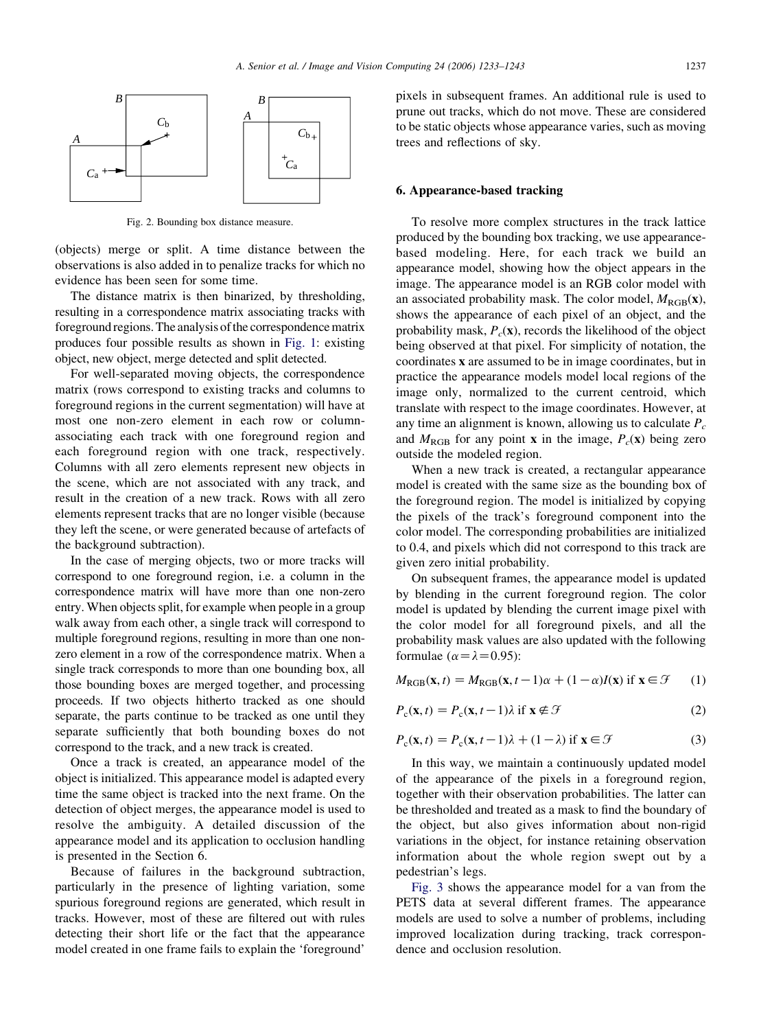Fig. 2. Bounding box distance measure.

(objects) merge or split. A time distance between the observations is also added in to penalize tracks for which no evidence has been seen for some time.

The distance matrix is then binarized, by thresholding, resulting in a correspondence matrix associating tracks with foreground regions. The analysis of the correspondence matrix produces four possible results as shown in Fig. 1: existing object, new object, merge detected and split detected.

For well-separated moving objects, the correspondence matrix (rows correspond to existing tracks and columns to foreground regions in the current segmentation) will have at most one non-zero element in each row or column-associating each track with one foreground region and each foreground region with one track, respectively. Columns with all zero elements represent new objects in the scene, which are not associated with any track, and result in the creation of a new track. Rows with all zero elements represent tracks that are no longer visible (because they left the scene, or were generated because of artefacts of the background subtraction).

In the case of merging objects, two or more tracks will correspond to one foreground region, i.e. a column in the correspondence matrix will have more than one non-zero entry. When objects split, for example when people in a group walk away from each other, a single track will correspond to multiple foreground regions, resulting in more than one non-zero element in a row of the correspondence matrix. When a single track corresponds to more than one bounding box, all those bounding boxes are merged together, and processing proceeds. If two objects hitherto tracked as one should separate, the parts continue to be tracked as one until they separate sufficiently that both bounding boxes do not correspond to the track, and a new track is created.

Once a track is created, an appearance model of the object is initialized. This appearance model is adapted every time the same object is tracked into the next frame. On the detection of object merges, the appearance model is used to resolve the ambiguity. A detailed discussion of the appearance model and its application to occlusion handling is presented in the Section 6.

Because of failures in the background subtraction, particularly in the presence of lighting variation, some spurious foreground regions are generated, which result in tracks. However, most of these are filtered out with rules detecting their short life or the fact that the appearance model created in one frame fails to explain the 'foreground' pixels in subsequent frames. An additional rule is used to prune out tracks, which do not move. These are considered to be static objects whose appearance varies, such as moving trees and reflections of sky.

## 6. Appearance-based tracking

To resolve more complex structures in the track lattice produced by the bounding box tracking, we use appearance-based modeling. Here, for each track we build an appearance model, showing how the object appears in the image. The appearance model is an RGB color model with an associated probability mask. The color model, $M_{\mathrm{RGB}}(\mathbf{x})$, shows the appearance of each pixel of an object, and the probability mask, $P_c(\mathbf{x})$, records the likelihood of the object being observed at that pixel. For simplicity of notation, the coordinates $\mathbf{x}$ are assumed to be in image coordinates, but in practice the appearance models model local regions of the image only, normalized to the current centroid, which translate with respect to the image coordinates. However, at any time an alignment is known, allowing us to calculate $P_c$ and $M_{\mathrm{RGB}}$ for any point $\mathbf{x}$ in the image, $P_c(\mathbf{x})$ being zero outside the modeled region.

When a new track is created, a rectangular appearance model is created with the same size as the bounding box of the foreground region. The model is initialized by copying the pixels of the track's foreground component into the color model. The corresponding probabilities are initialized to 0.4, and pixels which did not correspond to this track are given zero initial probability.

On subsequent frames, the appearance model is updated by blending in the current foreground region. The color model is updated by blending the current image pixel with the color model for all foreground pixels, and all the probability mask values are also updated with the following formulae ($\alpha = \lambda = 0.95$):

$$M_{\mathrm{RGB}}(\mathbf{x}, t) = M_{\mathrm{RGB}}(\mathbf{x}, t-1)\alpha + (1-\alpha)I(\mathbf{x}) \text{ if } \mathbf{x} \in \mathcal{F} \quad (1)$$

$$P_c(\mathbf{x}, t) = P_c(\mathbf{x}, t-1)\lambda \text{ if } \mathbf{x} \notin \mathcal{F} \quad (2)$$

$$P_c(\mathbf{x}, t) = P_c(\mathbf{x}, t-1)\lambda + (1-\lambda) \text{ if } \mathbf{x} \in \mathcal{F} \quad (3)$$

In this way, we maintain a continuously updated model of the appearance of the pixels in a foreground region, together with their observation probabilities. The latter can be thresholded and treated as a mask to find the boundary of the object, but also gives information about non-rigid variations in the object, for instance retaining observation information about the whole region swept out by a pedestrian's legs.

Fig. 3 shows the appearance model for a van from the PETS data at several different frames. The appearance models are used to solve a number of problems, including improved localization during tracking, track correspondence and occlusion resolution.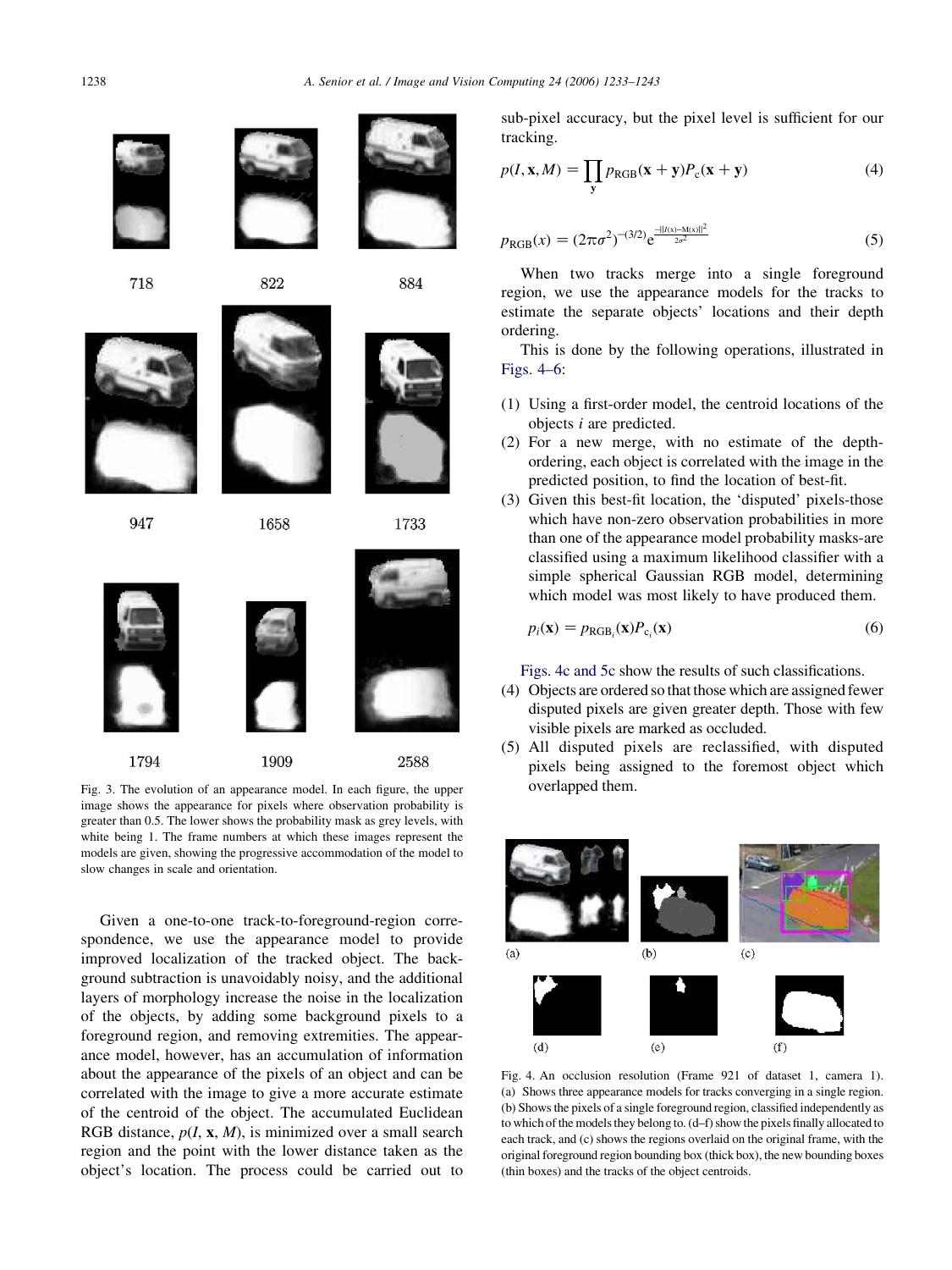Fig. 3. The evolution of an appearance model. In each figure, the upper image shows the appearance for pixels where observation probability is greater than 0.5. The lower shows the probability mask as grey levels, with white being 1. The frame numbers at which these images represent the models are given, showing the progressive accommodation of the model to slow changes in scale and orientation.

Given a one-to-one track-to-foreground-region correspondence, we use the appearance model to provide improved localization of the tracked object. The background subtraction is unavoidably noisy, and the additional layers of morphology increase the noise in the localization of the objects, by adding some background pixels to a foreground region, and removing extremities. The appearance model, however, has an accumulation of information about the appearance of the pixels of an object and can be correlated with the image to give a more accurate estimate of the centroid of the object. The accumulated Euclidean RGB distance, $p(I, \mathbf{x}, M)$, is minimized over a small search region and the point with the lower distance taken as the object's location. The process could be carried out to sub-pixel accuracy, but the pixel level is sufficient for our tracking.

$$p(I, \mathbf{x}, M) = \prod_{\mathbf{y}} p_{\mathrm{RGB}}(\mathbf{x} + \mathbf{y}) P_{\mathrm{c}}(\mathbf{x} + \mathbf{y}) \tag{4}$$

$$p_{\mathrm{RGB}}(x) = (2\pi\sigma^2)^{-(3/2)} e^{\frac{-\|I(x) - M(x)\|^2}{2\sigma^2}} \tag{5}$$

When two tracks merge into a single foreground region, we use the appearance models for the tracks to estimate the separate objects' locations and their depth ordering.

This is done by the following operations, illustrated in Figs. 4–6:

1. Using a first-order model, the centroid locations of the objects $i$ are predicted.
2. For a new merge, with no estimate of the depth-ordering, each object is correlated with the image in the predicted position, to find the location of best-fit.
3. Given this best-fit location, the 'disputed' pixels-those which have non-zero observation probabilities in more than one of the appearance model probability masks-are classified using a maximum likelihood classifier with a simple spherical Gaussian RGB model, determining which model was most likely to have produced them.

$$p_i(\mathbf{x}) = p_{\mathrm{RGB}_i}(\mathbf{x}) P_{\mathrm{c}_i}(\mathbf{x}) \tag{6}$$

   Figs. 4c and 5c show the results of such classifications.

4. Objects are ordered so that those which are assigned fewer disputed pixels are given greater depth. Those with few visible pixels are marked as occluded.
5. All disputed pixels are reclassified, with disputed pixels being assigned to the foremost object which overlapped them.

Fig. 4. An occlusion resolution (Frame 921 of dataset 1, camera 1). (a) Shows three appearance models for tracks converging in a single region. (b) Shows the pixels of a single foreground region, classified independently as to which of the models they belong to. (d–f) show the pixels finally allocated to each track, and (c) shows the regions overlaid on the original frame, with the original foreground region bounding box (thick box), the new bounding boxes (thin boxes) and the tracks of the object centroids.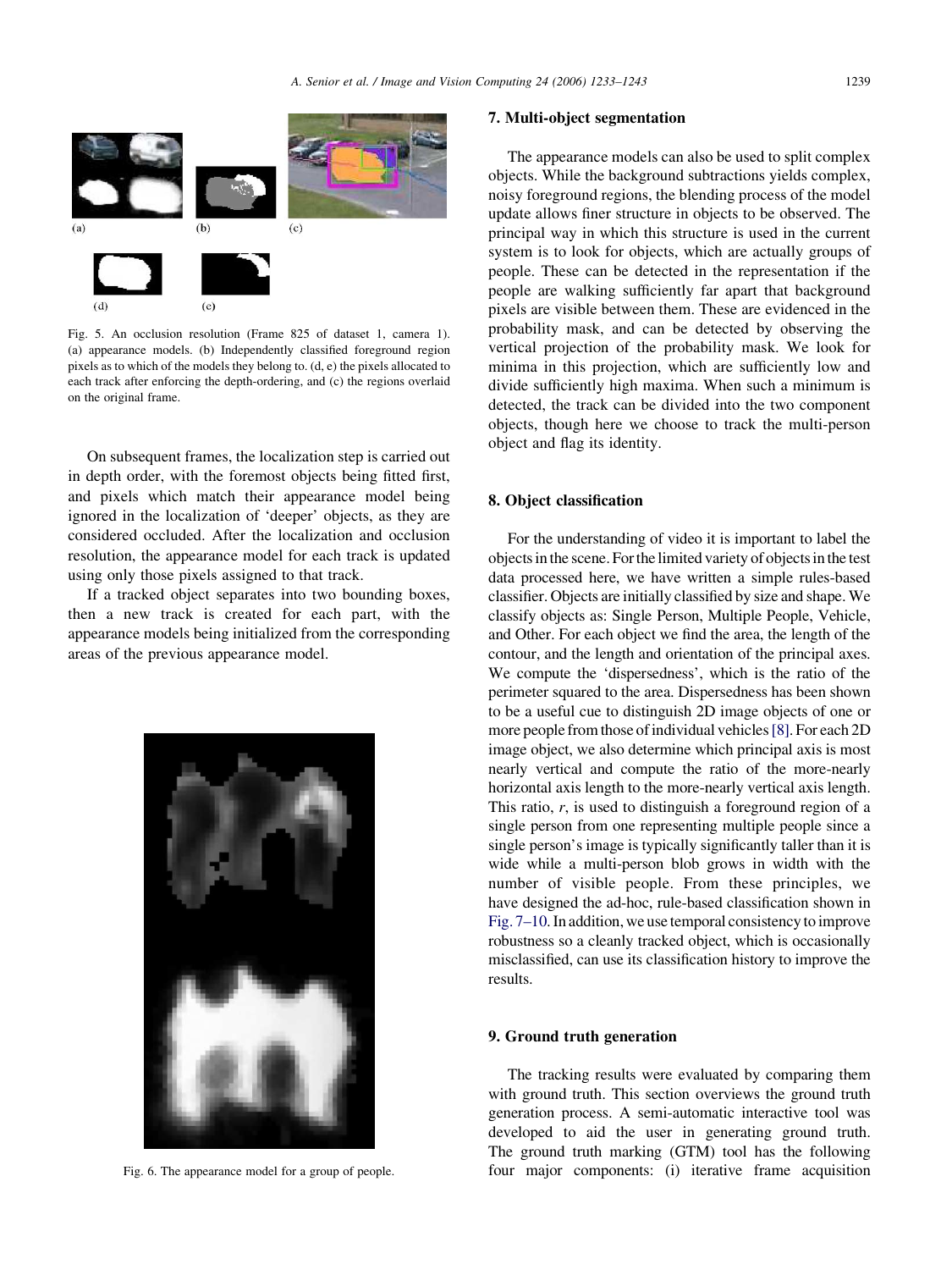Fig. 5. An occlusion resolution (Frame 825 of dataset 1, camera 1). (a) appearance models. (b) Independently classified foreground region pixels as to which of the models they belong to. (d, e) the pixels allocated to each track after enforcing the depth-ordering, and (c) the regions overlaid on the original frame.

On subsequent frames, the localization step is carried out in depth order, with the foremost objects being fitted first, and pixels which match their appearance model being ignored in the localization of 'deeper' objects, as they are considered occluded. After the localization and occlusion resolution, the appearance model for each track is updated using only those pixels assigned to that track.

If a tracked object separates into two bounding boxes, then a new track is created for each part, with the appearance models being initialized from the corresponding areas of the previous appearance model.

Fig. 6. The appearance model for a group of people.

## 7. Multi-object segmentation

The appearance models can also be used to split complex objects. While the background subtractions yields complex, noisy foreground regions, the blending process of the model update allows finer structure in objects to be observed. The principal way in which this structure is used in the current system is to look for objects, which are actually groups of people. These can be detected in the representation if the people are walking sufficiently far apart that background pixels are visible between them. These are evidenced in the probability mask, and can be detected by observing the vertical projection of the probability mask. We look for minima in this projection, which are sufficiently low and divide sufficiently high maxima. When such a minimum is detected, the track can be divided into the two component objects, though here we choose to track the multi-person object and flag its identity.

## 8. Object classification

For the understanding of video it is important to label the objects in the scene. For the limited variety of objects in the test data processed here, we have written a simple rules-based classifier. Objects are initially classified by size and shape. We classify objects as: Single Person, Multiple People, Vehicle, and Other. For each object we find the area, the length of the contour, and the length and orientation of the principal axes. We compute the 'dispersedness', which is the ratio of the perimeter squared to the area. Dispersedness has been shown to be a useful cue to distinguish 2D image objects of one or more people from those of individual vehicles [8]. For each 2D image object, we also determine which principal axis is most nearly vertical and compute the ratio of the more-nearly horizontal axis length to the more-nearly vertical axis length. This ratio, $r$, is used to distinguish a foreground region of a single person from one representing multiple people since a single person's image is typically significantly taller than it is wide while a multi-person blob grows in width with the number of visible people. From these principles, we have designed the ad-hoc, rule-based classification shown in Fig. 7–10. In addition, we use temporal consistency to improve robustness so a cleanly tracked object, which is occasionally misclassified, can use its classification history to improve the results.

## 9. Ground truth generation

The tracking results were evaluated by comparing them with ground truth. This section overviews the ground truth generation process. A semi-automatic interactive tool was developed to aid the user in generating ground truth. The ground truth marking (GTM) tool has the following four major components: (i) iterative frame acquisition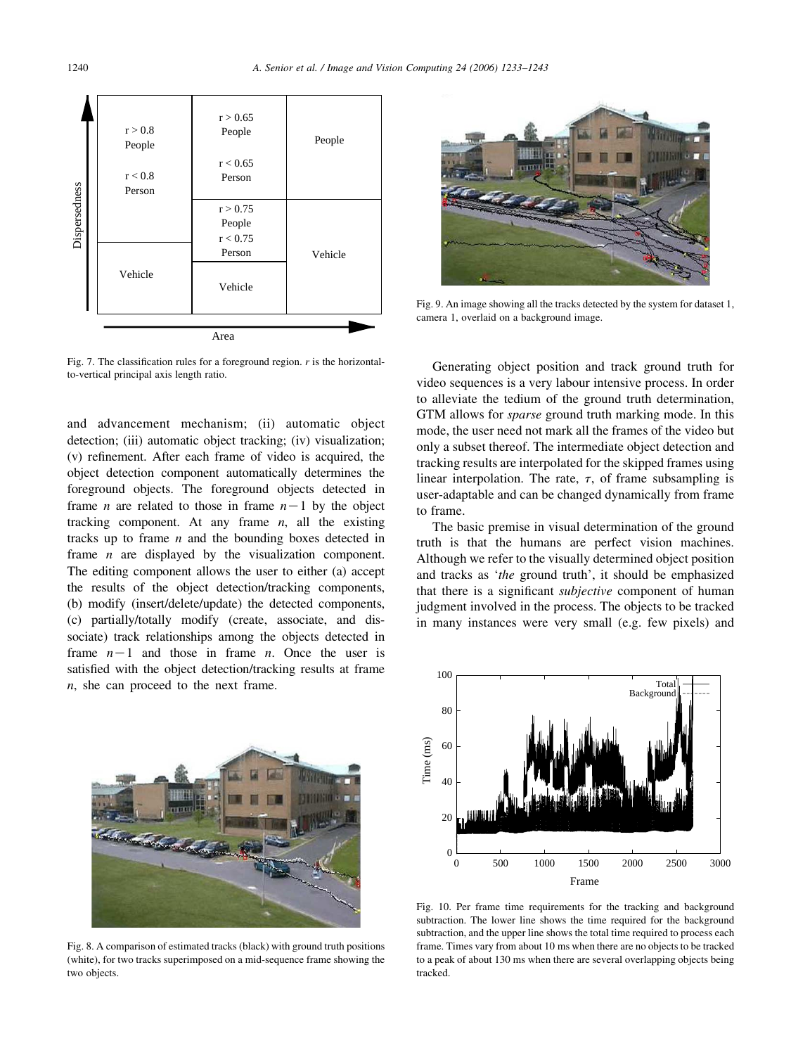Fig. 7. The classification rules for a foreground region. $r$ is the horizontal-to-vertical principal axis length ratio.

and advancement mechanism; (ii) automatic object detection; (iii) automatic object tracking; (iv) visualization; (v) refinement. After each frame of video is acquired, the object detection component automatically determines the foreground objects. The foreground objects detected in frame $n$ are related to those in frame $n-1$ by the object tracking component. At any frame $n$, all the existing tracks up to frame $n$ and the bounding boxes detected in frame $n$ are displayed by the visualization component. The editing component allows the user to either (a) accept the results of the object detection/tracking components, (b) modify (insert/delete/update) the detected components, (c) partially/totally modify (create, associate, and dissociate) track relationships among the objects detected in frame $n-1$ and those in frame $n$. Once the user is satisfied with the object detection/tracking results at frame $n$, she can proceed to the next frame.

Fig. 8. A comparison of estimated tracks (black) with ground truth positions (white), for two tracks superimposed on a mid-sequence frame showing the two objects.

Fig. 9. An image showing all the tracks detected by the system for dataset 1, camera 1, overlaid on a background image.

Generating object position and track ground truth for video sequences is a very labour intensive process. In order to alleviate the tedium of the ground truth determination, GTM allows for *sparse* ground truth marking mode. In this mode, the user need not mark all the frames of the video but only a subset thereof. The intermediate object detection and tracking results are interpolated for the skipped frames using linear interpolation. The rate, $\tau$, of frame subsampling is user-adaptable and can be changed dynamically from frame to frame.

The basic premise in visual determination of the ground truth is that the humans are perfect vision machines. Although we refer to the visually determined object position and tracks as '*the* ground truth', it should be emphasized that there is a significant *subjective* component of human judgment involved in the process. The objects to be tracked in many instances were very small (e.g. few pixels) and

Fig. 10. Per frame time requirements for the tracking and background subtraction. The lower line shows the time required for the background subtraction, and the upper line shows the total time required to process each frame. Times vary from about 10 ms when there are no objects to be tracked to a peak of about 130 ms when there are several overlapping objects being tracked.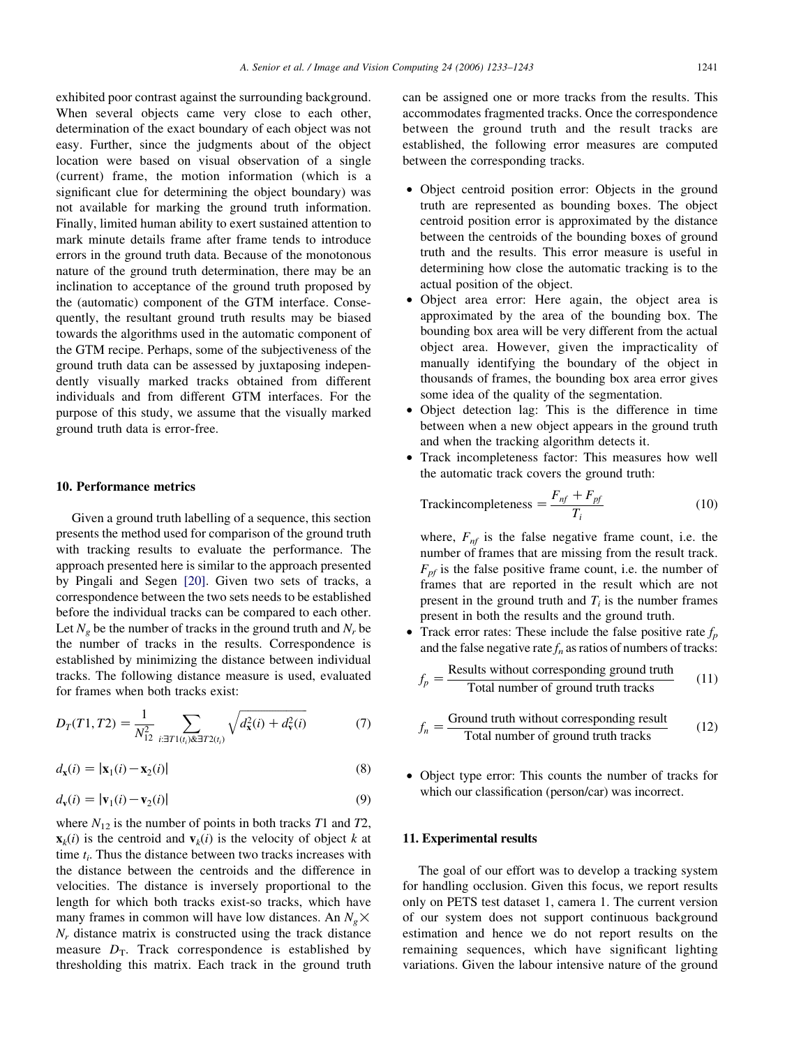exhibited poor contrast against the surrounding background. When several objects came very close to each other, determination of the exact boundary of each object was not easy. Further, since the judgments about of the object location were based on visual observation of a single (current) frame, the motion information (which is a significant clue for determining the object boundary) was not available for marking the ground truth information. Finally, limited human ability to exert sustained attention to mark minute details frame after frame tends to introduce errors in the ground truth data. Because of the monotonous nature of the ground truth determination, there may be an inclination to acceptance of the ground truth proposed by the (automatic) component of the GTM interface. Consequently, the resultant ground truth results may be biased towards the algorithms used in the automatic component of the GTM recipe. Perhaps, some of the subjectiveness of the ground truth data can be assessed by juxtaposing independently visually marked tracks obtained from different individuals and from different GTM interfaces. For the purpose of this study, we assume that the visually marked ground truth data is error-free.

## 10. Performance metrics

Given a ground truth labelling of a sequence, this section presents the method used for comparison of the ground truth with tracking results to evaluate the performance. The approach presented here is similar to the approach presented by Pingali and Segen [20]. Given two sets of tracks, a correspondence between the two sets needs to be established before the individual tracks can be compared to each other. Let $N_g$ be the number of tracks in the ground truth and $N_r$ be the number of tracks in the results. Correspondence is established by minimizing the distance between individual tracks. The following distance measure is used, evaluated for frames when both tracks exist:

$$D_T(T1,T2) = \frac{1}{N_{12}^2} \sum_{i:\exists T1(t_i)\&\exists T2(t_i)} \sqrt{d_{\mathbf{x}}^2(i) + d_{\mathbf{v}}^2(i)} \tag{7}$$

$$d_{\mathbf{x}}(i) = |\mathbf{x}_1(i) - \mathbf{x}_2(i)| \tag{8}$$

$$d_{\mathbf{v}}(i) = |\mathbf{v}_1(i) - \mathbf{v}_2(i)| \tag{9}$$

where $N_{12}$ is the number of points in both tracks $T1$ and $T2$, $\mathbf{x}_k(i)$ is the centroid and $\mathbf{v}_k(i)$ is the velocity of object $k$ at time $t_i$. Thus the distance between two tracks increases with the distance between the centroids and the difference in velocities. The distance is inversely proportional to the length for which both tracks exist-so tracks, which have many frames in common will have low distances. An $N_g \times N_r$ distance matrix is constructed using the track distance measure $D_T$. Track correspondence is established by thresholding this matrix. Each track in the ground truth can be assigned one or more tracks from the results. This accommodates fragmented tracks. Once the correspondence between the ground truth and the result tracks are established, the following error measures are computed between the corresponding tracks.

- Object centroid position error: Objects in the ground truth are represented as bounding boxes. The object centroid position error is approximated by the distance between the centroids of the bounding boxes of ground truth and the results. This error measure is useful in determining how close the automatic tracking is to the actual position of the object.
- Object area error: Here again, the object area is approximated by the area of the bounding box. The bounding box area will be very different from the actual object area. However, given the impracticality of manually identifying the boundary of the object in thousands of frames, the bounding box area error gives some idea of the quality of the segmentation.
- Object detection lag: This is the difference in time between when a new object appears in the ground truth and when the tracking algorithm detects it.
- Track incompleteness factor: This measures how well the automatic track covers the ground truth:

$$\text{Trackincompleteness} = \frac{F_{nf} + F_{pf}}{T_i} \tag{10}$$

  where, $F_{nf}$ is the false negative frame count, i.e. the number of frames that are missing from the result track. $F_{pf}$ is the false positive frame count, i.e. the number of frames that are reported in the result which are not present in the ground truth and $T_i$ is the number frames present in both the results and the ground truth.
- Track error rates: These include the false positive rate $f_p$ and the false negative rate $f_n$ as ratios of numbers of tracks:

$$f_p = \frac{\text{Results without corresponding ground truth}}{\text{Total number of ground truth tracks}} \tag{11}$$

$$f_n = \frac{\text{Ground truth without corresponding result}}{\text{Total number of ground truth tracks}} \tag{12}$$

- Object type error: This counts the number of tracks for which our classification (person/car) was incorrect.

## 11. Experimental results

The goal of our effort was to develop a tracking system for handling occlusion. Given this focus, we report results only on PETS test dataset 1, camera 1. The current version of our system does not support continuous background estimation and hence we do not report results on the remaining sequences, which have significant lighting variations. Given the labour intensive nature of the ground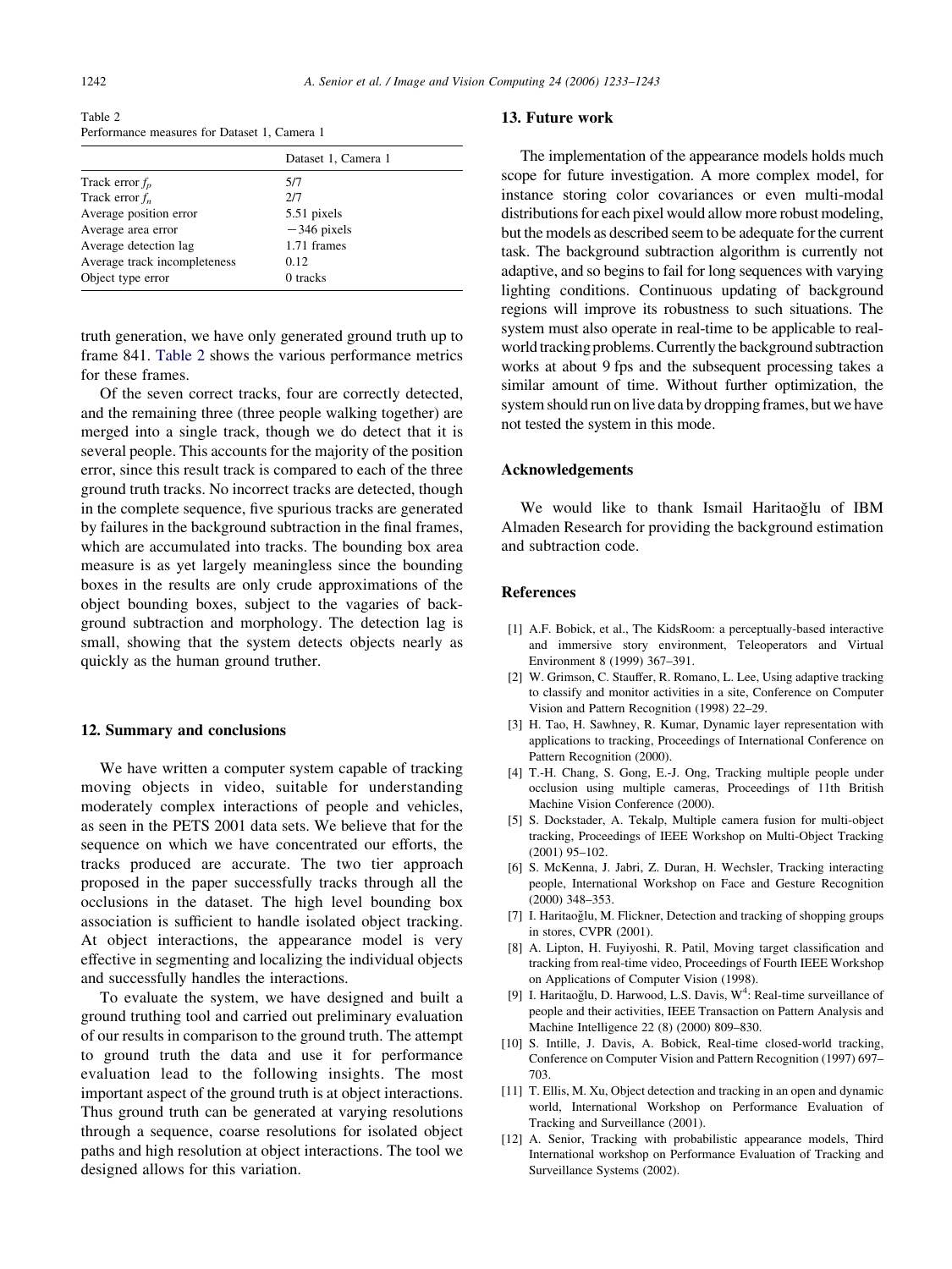Table 2
Performance measures for Dataset 1, Camera 1

| | Dataset 1, Camera 1 |
|---|---|
| Track error $f_p$ | 5/7 |
| Track error $f_n$ | 2/7 |
| Average position error | 5.51 pixels |
| Average area error | −346 pixels |
| Average detection lag | 1.71 frames |
| Average track incompleteness | 0.12 |
| Object type error | 0 tracks |

truth generation, we have only generated ground truth up to frame 841. Table 2 shows the various performance metrics for these frames.

Of the seven correct tracks, four are correctly detected, and the remaining three (three people walking together) are merged into a single track, though we do detect that it is several people. This accounts for the majority of the position error, since this result track is compared to each of the three ground truth tracks. No incorrect tracks are detected, though in the complete sequence, five spurious tracks are generated by failures in the background subtraction in the final frames, which are accumulated into tracks. The bounding box area measure is as yet largely meaningless since the bounding boxes in the results are only crude approximations of the object bounding boxes, subject to the vagaries of background subtraction and morphology. The detection lag is small, showing that the system detects objects nearly as quickly as the human ground truther.

## 12. Summary and conclusions

We have written a computer system capable of tracking moving objects in video, suitable for understanding moderately complex interactions of people and vehicles, as seen in the PETS 2001 data sets. We believe that for the sequence on which we have concentrated our efforts, the tracks produced are accurate. The two tier approach proposed in the paper successfully tracks through all the occlusions in the dataset. The high level bounding box association is sufficient to handle isolated object tracking. At object interactions, the appearance model is very effective in segmenting and localizing the individual objects and successfully handles the interactions.

To evaluate the system, we have designed and built a ground truthing tool and carried out preliminary evaluation of our results in comparison to the ground truth. The attempt to ground truth the data and use it for performance evaluation lead to the following insights. The most important aspect of the ground truth is at object interactions. Thus ground truth can be generated at varying resolutions through a sequence, coarse resolutions for isolated object paths and high resolution at object interactions. The tool we designed allows for this variation.

## 13. Future work

The implementation of the appearance models holds much scope for future investigation. A more complex model, for instance storing color covariances or even multi-modal distributions for each pixel would allow more robust modeling, but the models as described seem to be adequate for the current task. The background subtraction algorithm is currently not adaptive, and so begins to fail for long sequences with varying lighting conditions. Continuous updating of background regions will improve its robustness to such situations. The system must also operate in real-time to be applicable to real-world tracking problems. Currently the background subtraction works at about 9 fps and the subsequent processing takes a similar amount of time. Without further optimization, the system should run on live data by dropping frames, but we have not tested the system in this mode.

## Acknowledgements

We would like to thank Ismail Haritaoğlu of IBM Almaden Research for providing the background estimation and subtraction code.

## References

[1] A.F. Bobick, et al., The KidsRoom: a perceptually-based interactive and immersive story environment, Teleoperators and Virtual Environment 8 (1999) 367–391.

[2] W. Grimson, C. Stauffer, R. Romano, L. Lee, Using adaptive tracking to classify and monitor activities in a site, Conference on Computer Vision and Pattern Recognition (1998) 22–29.

[3] H. Tao, H. Sawhney, R. Kumar, Dynamic layer representation with applications to tracking, Proceedings of International Conference on Pattern Recognition (2000).

[4] T.-H. Chang, S. Gong, E.-J. Ong, Tracking multiple people under occlusion using multiple cameras, Proceedings of 11th British Machine Vision Conference (2000).

[5] S. Dockstader, A. Tekalp, Multiple camera fusion for multi-object tracking, Proceedings of IEEE Workshop on Multi-Object Tracking (2001) 95–102.

[6] S. McKenna, J. Jabri, Z. Duran, H. Wechsler, Tracking interacting people, International Workshop on Face and Gesture Recognition (2000) 348–353.

[7] I. Haritaoğlu, M. Flickner, Detection and tracking of shopping groups in stores, CVPR (2001).

[8] A. Lipton, H. Fuyiyoshi, R. Patil, Moving target classification and tracking from real-time video, Proceedings of Fourth IEEE Workshop on Applications of Computer Vision (1998).

[9] I. Haritaoğlu, D. Harwood, L.S. Davis, $W^4$: Real-time surveillance of people and their activities, IEEE Transaction on Pattern Analysis and Machine Intelligence 22 (8) (2000) 809–830.

[10] S. Intille, J. Davis, A. Bobick, Real-time closed-world tracking, Conference on Computer Vision and Pattern Recognition (1997) 697–703.

[11] T. Ellis, M. Xu, Object detection and tracking in an open and dynamic world, International Workshop on Performance Evaluation of Tracking and Surveillance (2001).

[12] A. Senior, Tracking with probabilistic appearance models, Third International workshop on Performance Evaluation of Tracking and Surveillance Systems (2002).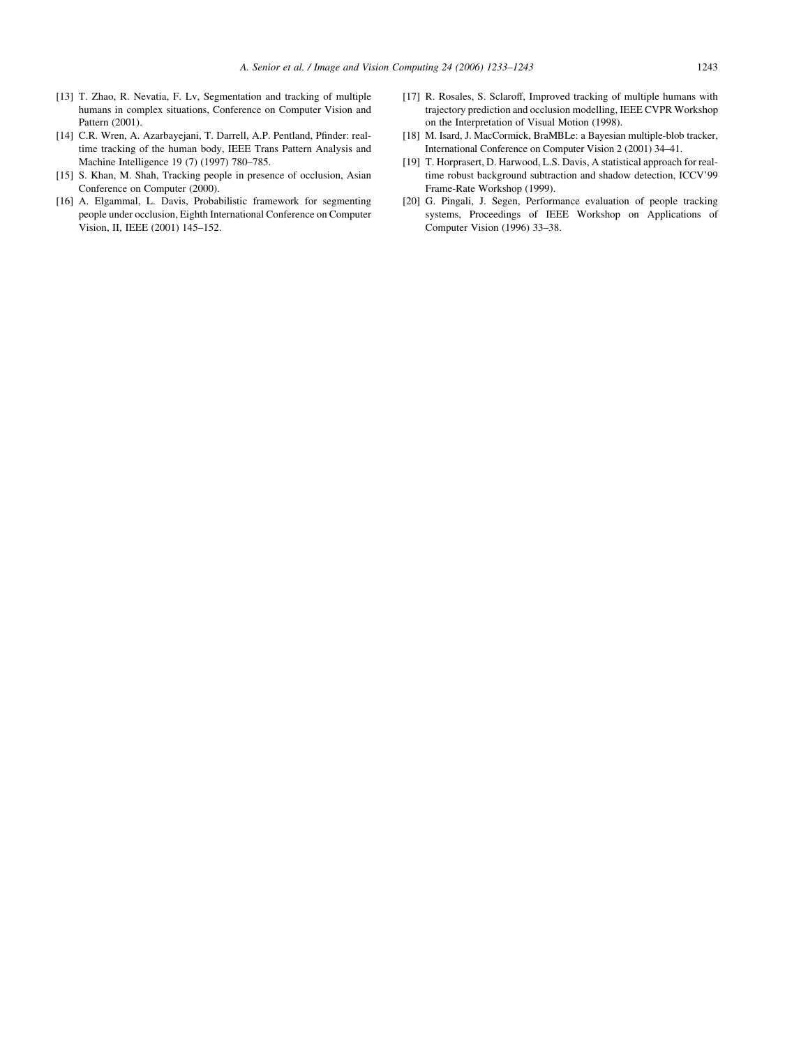[13] T. Zhao, R. Nevatia, F. Lv, Segmentation and tracking of multiple humans in complex situations, Conference on Computer Vision and Pattern (2001).

[14] C.R. Wren, A. Azarbayejani, T. Darrell, A.P. Pentland, Pfinder: real-time tracking of the human body, IEEE Trans Pattern Analysis and Machine Intelligence 19 (7) (1997) 780–785.

[15] S. Khan, M. Shah, Tracking people in presence of occlusion, Asian Conference on Computer (2000).

[16] A. Elgammal, L. Davis, Probabilistic framework for segmenting people under occlusion, Eighth International Conference on Computer Vision, II, IEEE (2001) 145–152.

[17] R. Rosales, S. Sclaroff, Improved tracking of multiple humans with trajectory prediction and occlusion modelling, IEEE CVPR Workshop on the Interpretation of Visual Motion (1998).

[18] M. Isard, J. MacCormick, BraMBLe: a Bayesian multiple-blob tracker, International Conference on Computer Vision 2 (2001) 34–41.

[19] T. Horprasert, D. Harwood, L.S. Davis, A statistical approach for real-time robust background subtraction and shadow detection, ICCV'99 Frame-Rate Workshop (1999).

[20] G. Pingali, J. Segen, Performance evaluation of people tracking systems, Proceedings of IEEE Workshop on Applications of Computer Vision (1996) 33–38.